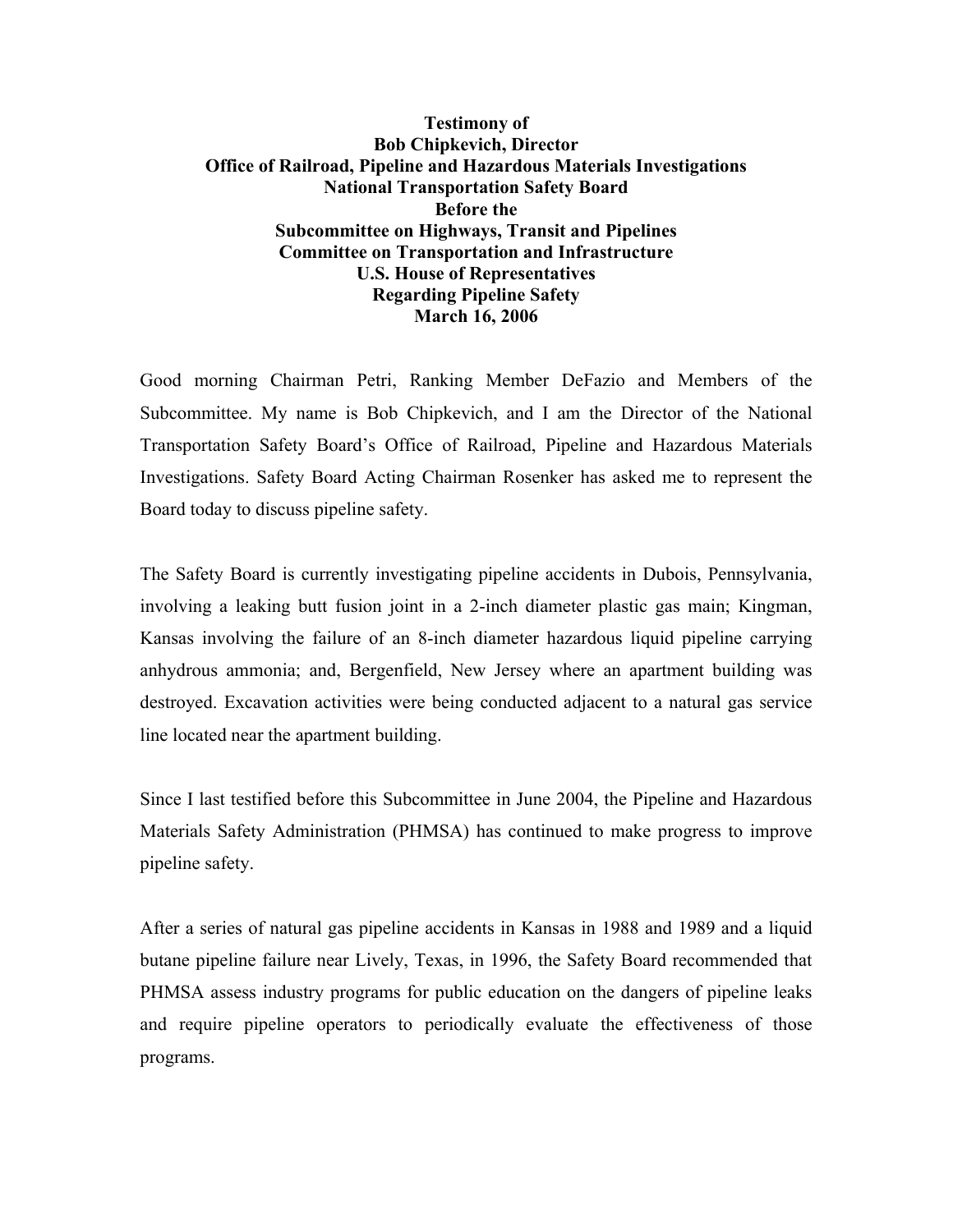**Testimony of**
**Bob Chipkevich, Director**
**Office of Railroad, Pipeline and Hazardous Materials Investigations**
**National Transportation Safety Board**
**Before the**
**Subcommittee on Highways, Transit and Pipelines**
**Committee on Transportation and Infrastructure**
**U.S. House of Representatives**
**Regarding Pipeline Safety**
**March 16, 2006**

Good morning Chairman Petri, Ranking Member DeFazio and Members of the Subcommittee. My name is Bob Chipkevich, and I am the Director of the National Transportation Safety Board's Office of Railroad, Pipeline and Hazardous Materials Investigations. Safety Board Acting Chairman Rosenker has asked me to represent the Board today to discuss pipeline safety.

The Safety Board is currently investigating pipeline accidents in Dubois, Pennsylvania, involving a leaking butt fusion joint in a 2-inch diameter plastic gas main; Kingman, Kansas involving the failure of an 8-inch diameter hazardous liquid pipeline carrying anhydrous ammonia; and, Bergenfield, New Jersey where an apartment building was destroyed. Excavation activities were being conducted adjacent to a natural gas service line located near the apartment building.

Since I last testified before this Subcommittee in June 2004, the Pipeline and Hazardous Materials Safety Administration (PHMSA) has continued to make progress to improve pipeline safety.

After a series of natural gas pipeline accidents in Kansas in 1988 and 1989 and a liquid butane pipeline failure near Lively, Texas, in 1996, the Safety Board recommended that PHMSA assess industry programs for public education on the dangers of pipeline leaks and require pipeline operators to periodically evaluate the effectiveness of those programs.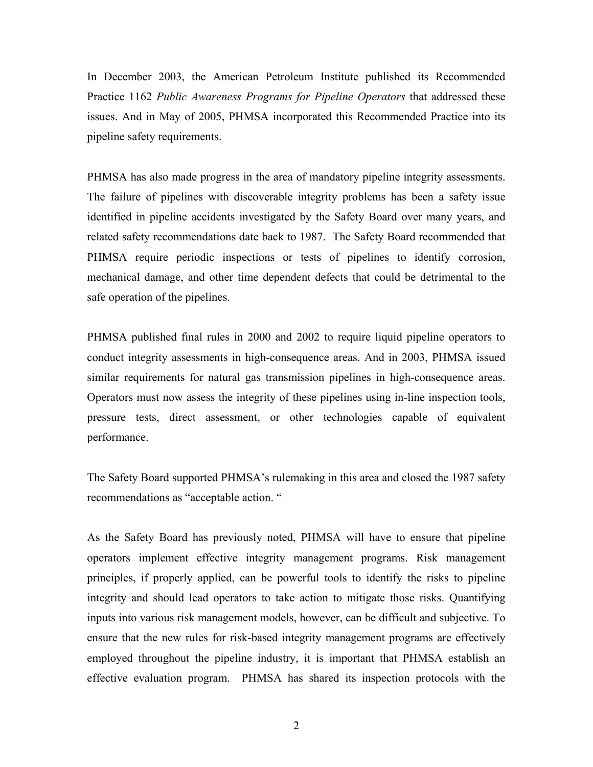In December 2003, the American Petroleum Institute published its Recommended Practice 1162 *Public Awareness Programs for Pipeline Operators* that addressed these issues. And in May of 2005, PHMSA incorporated this Recommended Practice into its pipeline safety requirements.

PHMSA has also made progress in the area of mandatory pipeline integrity assessments. The failure of pipelines with discoverable integrity problems has been a safety issue identified in pipeline accidents investigated by the Safety Board over many years, and related safety recommendations date back to 1987. The Safety Board recommended that PHMSA require periodic inspections or tests of pipelines to identify corrosion, mechanical damage, and other time dependent defects that could be detrimental to the safe operation of the pipelines.

PHMSA published final rules in 2000 and 2002 to require liquid pipeline operators to conduct integrity assessments in high-consequence areas. And in 2003, PHMSA issued similar requirements for natural gas transmission pipelines in high-consequence areas. Operators must now assess the integrity of these pipelines using in-line inspection tools, pressure tests, direct assessment, or other technologies capable of equivalent performance.

The Safety Board supported PHMSA's rulemaking in this area and closed the 1987 safety recommendations as "acceptable action. "

As the Safety Board has previously noted, PHMSA will have to ensure that pipeline operators implement effective integrity management programs. Risk management principles, if properly applied, can be powerful tools to identify the risks to pipeline integrity and should lead operators to take action to mitigate those risks. Quantifying inputs into various risk management models, however, can be difficult and subjective. To ensure that the new rules for risk-based integrity management programs are effectively employed throughout the pipeline industry, it is important that PHMSA establish an effective evaluation program. PHMSA has shared its inspection protocols with the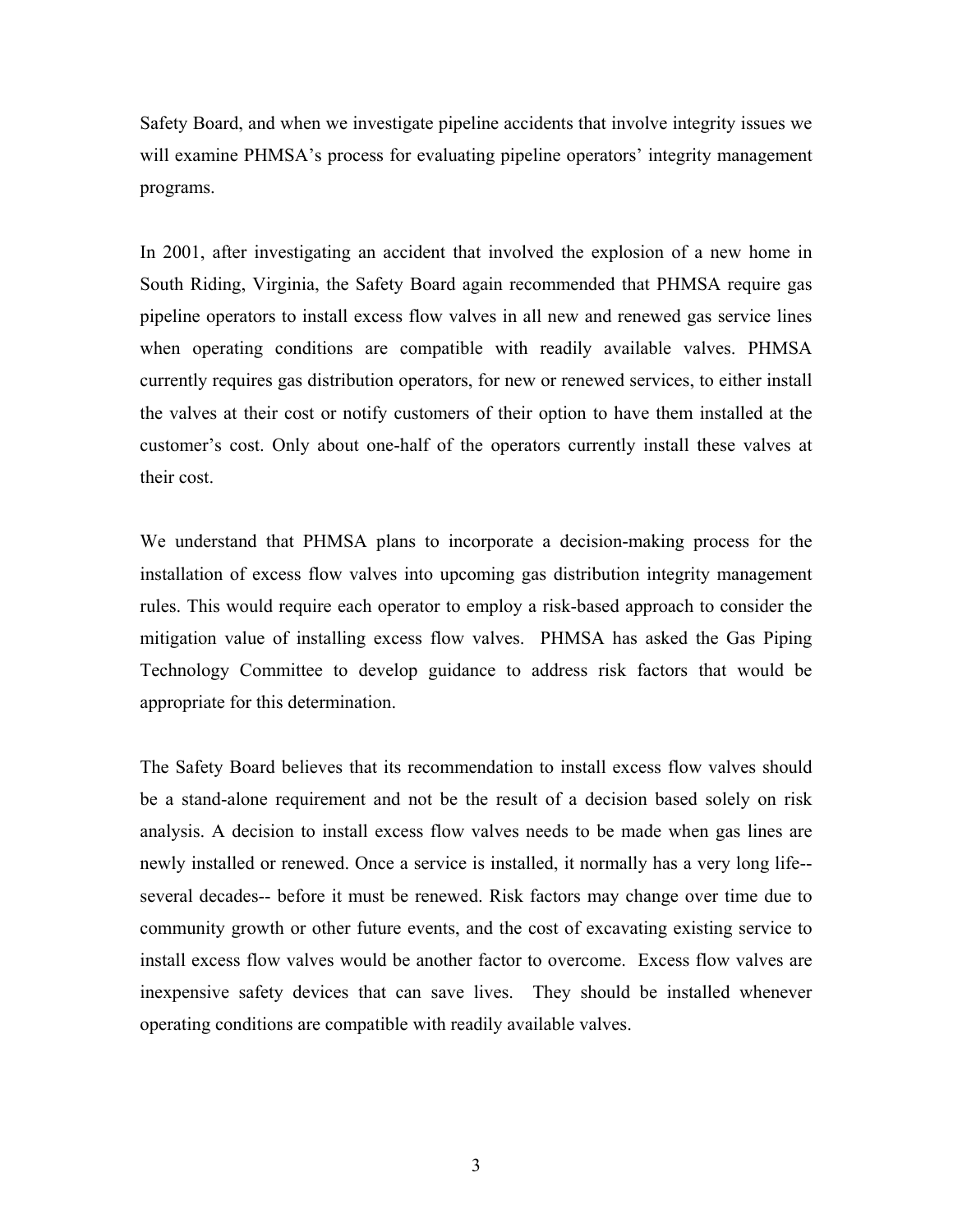Safety Board, and when we investigate pipeline accidents that involve integrity issues we will examine PHMSA's process for evaluating pipeline operators' integrity management programs.

In 2001, after investigating an accident that involved the explosion of a new home in South Riding, Virginia, the Safety Board again recommended that PHMSA require gas pipeline operators to install excess flow valves in all new and renewed gas service lines when operating conditions are compatible with readily available valves. PHMSA currently requires gas distribution operators, for new or renewed services, to either install the valves at their cost or notify customers of their option to have them installed at the customer's cost. Only about one-half of the operators currently install these valves at their cost.

We understand that PHMSA plans to incorporate a decision-making process for the installation of excess flow valves into upcoming gas distribution integrity management rules. This would require each operator to employ a risk-based approach to consider the mitigation value of installing excess flow valves. PHMSA has asked the Gas Piping Technology Committee to develop guidance to address risk factors that would be appropriate for this determination.

The Safety Board believes that its recommendation to install excess flow valves should be a stand-alone requirement and not be the result of a decision based solely on risk analysis. A decision to install excess flow valves needs to be made when gas lines are newly installed or renewed. Once a service is installed, it normally has a very long life--several decades-- before it must be renewed. Risk factors may change over time due to community growth or other future events, and the cost of excavating existing service to install excess flow valves would be another factor to overcome. Excess flow valves are inexpensive safety devices that can save lives. They should be installed whenever operating conditions are compatible with readily available valves.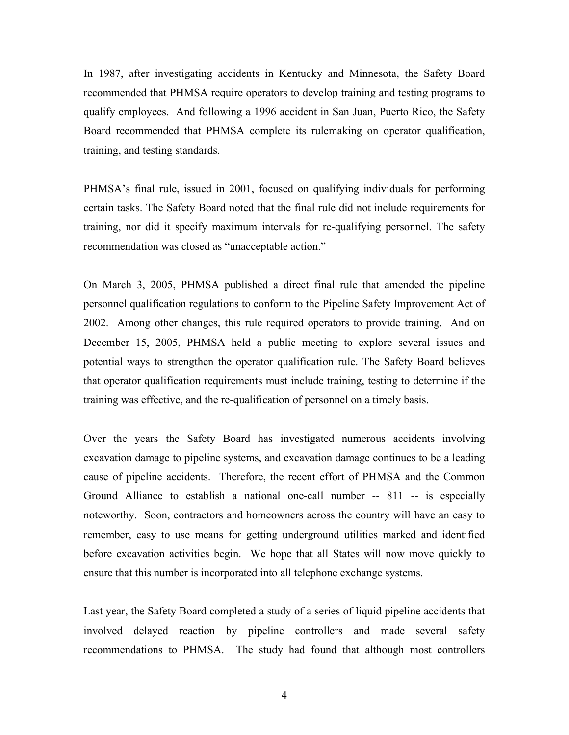In 1987, after investigating accidents in Kentucky and Minnesota, the Safety Board recommended that PHMSA require operators to develop training and testing programs to qualify employees. And following a 1996 accident in San Juan, Puerto Rico, the Safety Board recommended that PHMSA complete its rulemaking on operator qualification, training, and testing standards.

PHMSA's final rule, issued in 2001, focused on qualifying individuals for performing certain tasks. The Safety Board noted that the final rule did not include requirements for training, nor did it specify maximum intervals for re-qualifying personnel. The safety recommendation was closed as "unacceptable action."

On March 3, 2005, PHMSA published a direct final rule that amended the pipeline personnel qualification regulations to conform to the Pipeline Safety Improvement Act of 2002. Among other changes, this rule required operators to provide training. And on December 15, 2005, PHMSA held a public meeting to explore several issues and potential ways to strengthen the operator qualification rule. The Safety Board believes that operator qualification requirements must include training, testing to determine if the training was effective, and the re-qualification of personnel on a timely basis.

Over the years the Safety Board has investigated numerous accidents involving excavation damage to pipeline systems, and excavation damage continues to be a leading cause of pipeline accidents. Therefore, the recent effort of PHMSA and the Common Ground Alliance to establish a national one-call number -- 811 -- is especially noteworthy. Soon, contractors and homeowners across the country will have an easy to remember, easy to use means for getting underground utilities marked and identified before excavation activities begin. We hope that all States will now move quickly to ensure that this number is incorporated into all telephone exchange systems.

Last year, the Safety Board completed a study of a series of liquid pipeline accidents that involved delayed reaction by pipeline controllers and made several safety recommendations to PHMSA. The study had found that although most controllers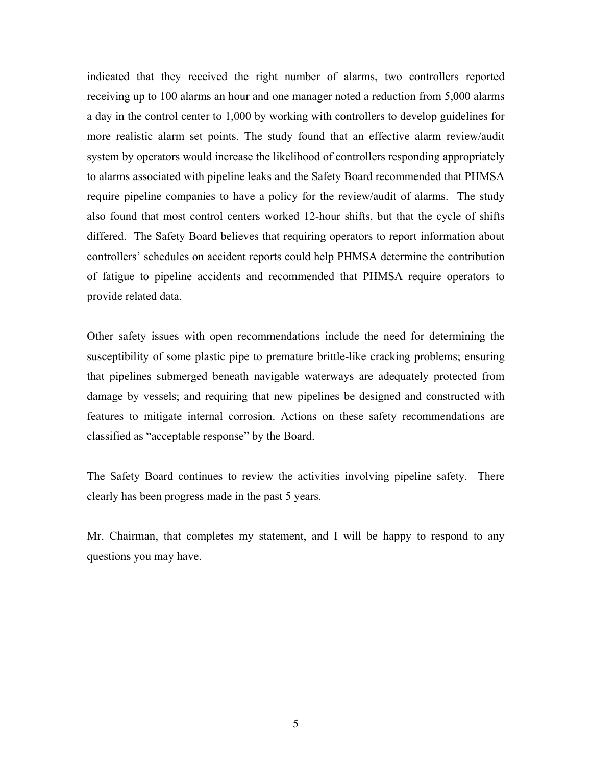indicated that they received the right number of alarms, two controllers reported receiving up to 100 alarms an hour and one manager noted a reduction from 5,000 alarms a day in the control center to 1,000 by working with controllers to develop guidelines for more realistic alarm set points. The study found that an effective alarm review/audit system by operators would increase the likelihood of controllers responding appropriately to alarms associated with pipeline leaks and the Safety Board recommended that PHMSA require pipeline companies to have a policy for the review/audit of alarms. The study also found that most control centers worked 12-hour shifts, but that the cycle of shifts differed. The Safety Board believes that requiring operators to report information about controllers' schedules on accident reports could help PHMSA determine the contribution of fatigue to pipeline accidents and recommended that PHMSA require operators to provide related data.

Other safety issues with open recommendations include the need for determining the susceptibility of some plastic pipe to premature brittle-like cracking problems; ensuring that pipelines submerged beneath navigable waterways are adequately protected from damage by vessels; and requiring that new pipelines be designed and constructed with features to mitigate internal corrosion. Actions on these safety recommendations are classified as "acceptable response" by the Board.

The Safety Board continues to review the activities involving pipeline safety. There clearly has been progress made in the past 5 years.

Mr. Chairman, that completes my statement, and I will be happy to respond to any questions you may have.